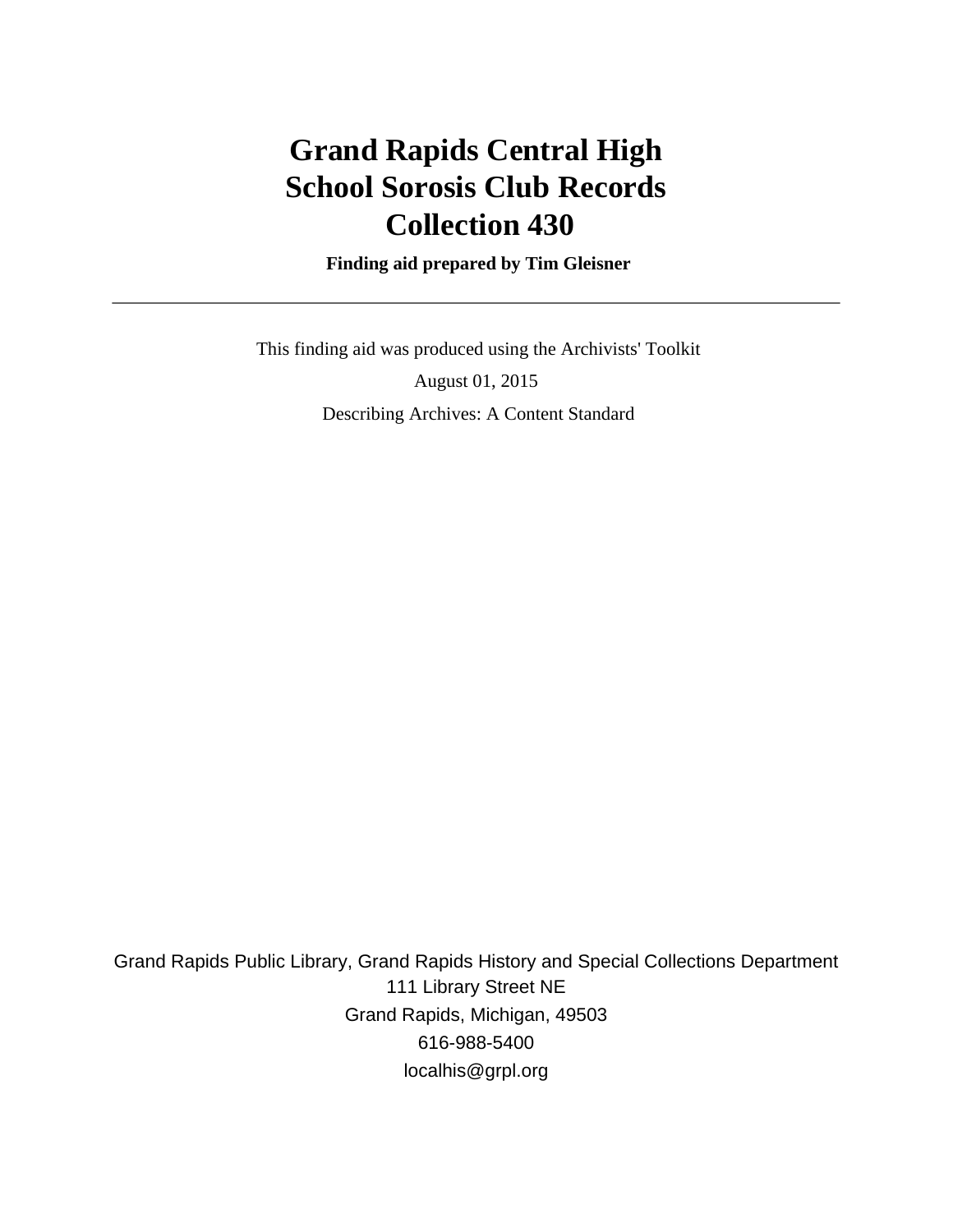# Grand Rapids Central High School Sorosis Club Records Collection 430

**Finding aid prepared by Tim Gleisner**

---

This finding aid was produced using the Archivists' Toolkit

August 01, 2015

Describing Archives: A Content Standard

Grand Rapids Public Library, Grand Rapids History and Special Collections Department
111 Library Street NE
Grand Rapids, Michigan, 49503
616-988-5400
localhis@grpl.org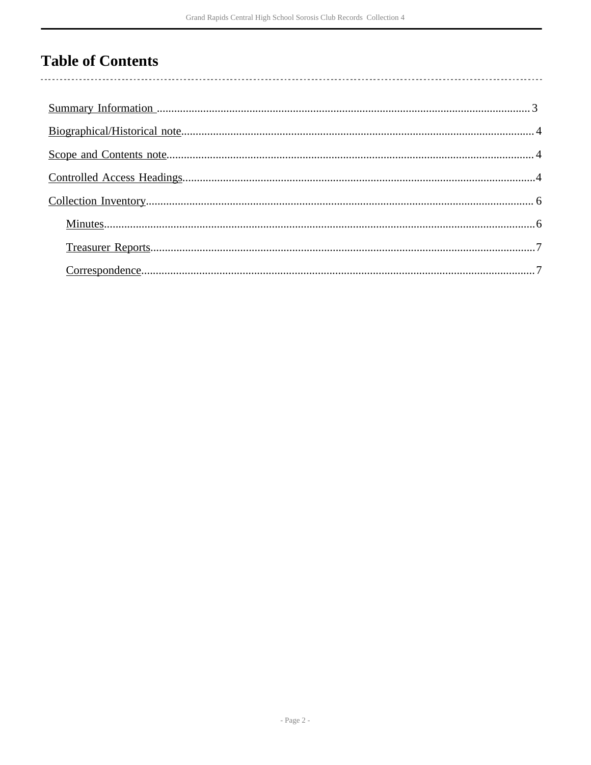# Table of Contents

- Summary Information ... 3
- Biographical/Historical note ... 4
- Scope and Contents note ... 4
- Controlled Access Headings ... 4
- Collection Inventory ... 6
  - Minutes ... 6
  - Treasurer Reports ... 7
  - Correspondence ... 7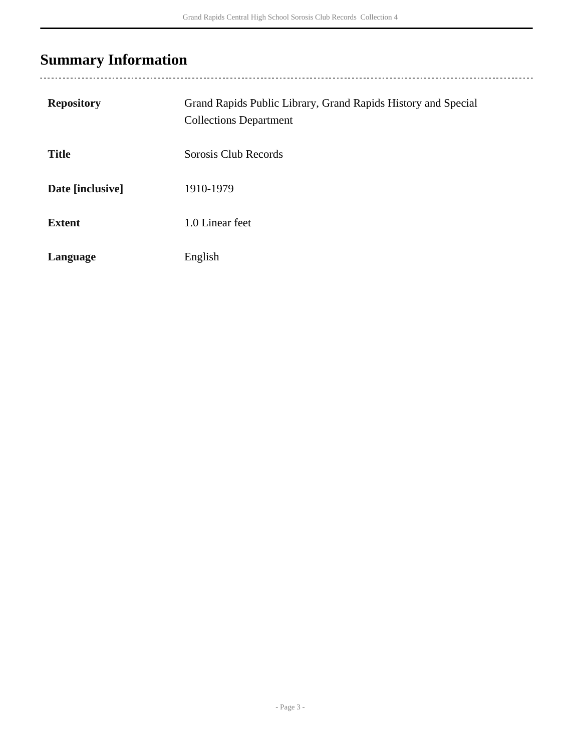## Summary Information

| | |
|---|---|
| **Repository** | Grand Rapids Public Library, Grand Rapids History and Special Collections Department |
| **Title** | Sorosis Club Records |
| **Date [inclusive]** | 1910-1979 |
| **Extent** | 1.0 Linear feet |
| **Language** | English |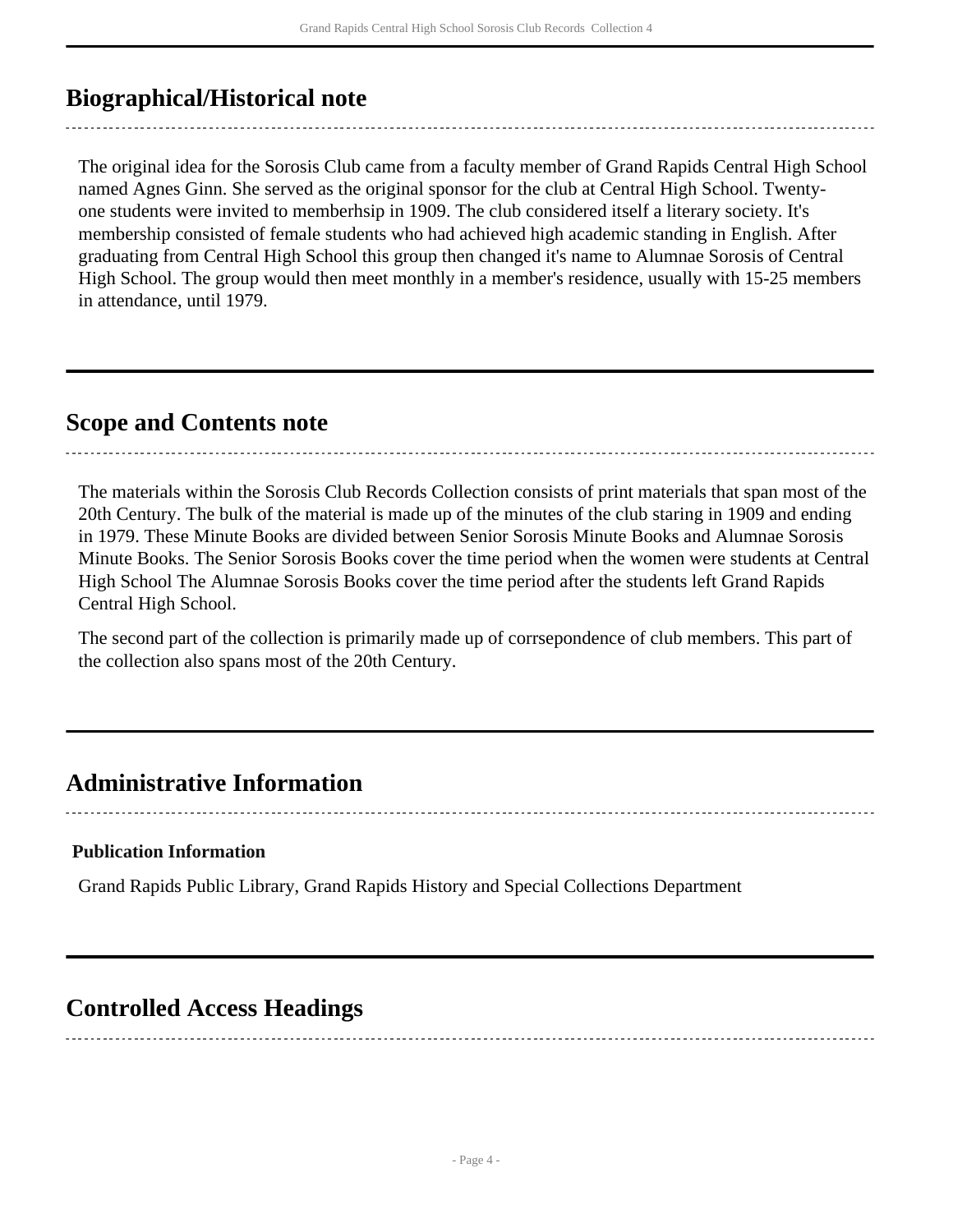## Biographical/Historical note

The original idea for the Sorosis Club came from a faculty member of Grand Rapids Central High School named Agnes Ginn. She served as the original sponsor for the club at Central High School. Twenty-one students were invited to memberhsip in 1909. The club considered itself a literary society. It's membership consisted of female students who had achieved high academic standing in English. After graduating from Central High School this group then changed it's name to Alumnae Sorosis of Central High School. The group would then meet monthly in a member's residence, usually with 15-25 members in attendance, until 1979.

## Scope and Contents note

The materials within the Sorosis Club Records Collection consists of print materials that span most of the 20th Century. The bulk of the material is made up of the minutes of the club staring in 1909 and ending in 1979. These Minute Books are divided between Senior Sorosis Minute Books and Alumnae Sorosis Minute Books. The Senior Sorosis Books cover the time period when the women were students at Central High School The Alumnae Sorosis Books cover the time period after the students left Grand Rapids Central High School.

The second part of the collection is primarily made up of corrsepondence of club members. This part of the collection also spans most of the 20th Century.

## Administrative Information

### Publication Information

Grand Rapids Public Library, Grand Rapids History and Special Collections Department

## Controlled Access Headings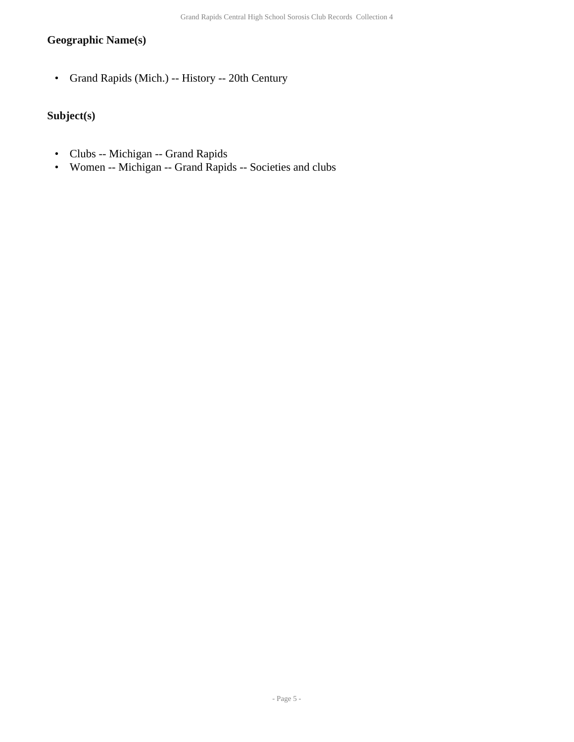### Geographic Name(s)

- Grand Rapids (Mich.) -- History -- 20th Century

### Subject(s)

- Clubs -- Michigan -- Grand Rapids
- Women -- Michigan -- Grand Rapids -- Societies and clubs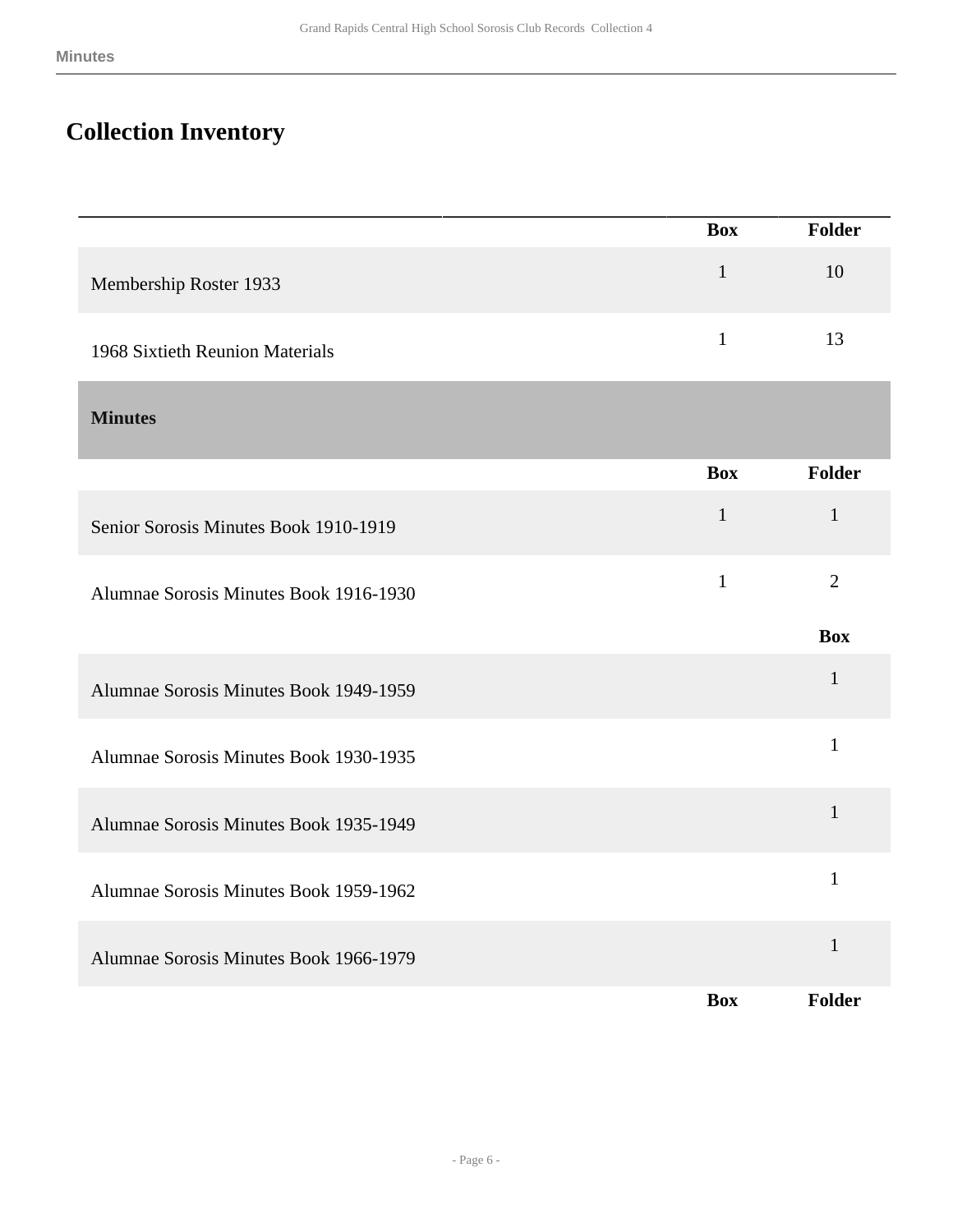## Collection Inventory

| | Box | Folder |
|---|---|---|
| Membership Roster 1933 | 1 | 10 |
| 1968 Sixtieth Reunion Materials | 1 | 13 |

### Minutes

| | Box | Folder |
|---|---|---|
| Senior Sorosis Minutes Book 1910-1919 | 1 | 1 |
| Alumnae Sorosis Minutes Book 1916-1930 | 1 | 2 |

| | Box |
|---|---|
| Alumnae Sorosis Minutes Book 1949-1959 | 1 |
| Alumnae Sorosis Minutes Book 1930-1935 | 1 |
| Alumnae Sorosis Minutes Book 1935-1949 | 1 |
| Alumnae Sorosis Minutes Book 1959-1962 | 1 |
| Alumnae Sorosis Minutes Book 1966-1979 | 1 |

| | Box | Folder |
|---|---|---|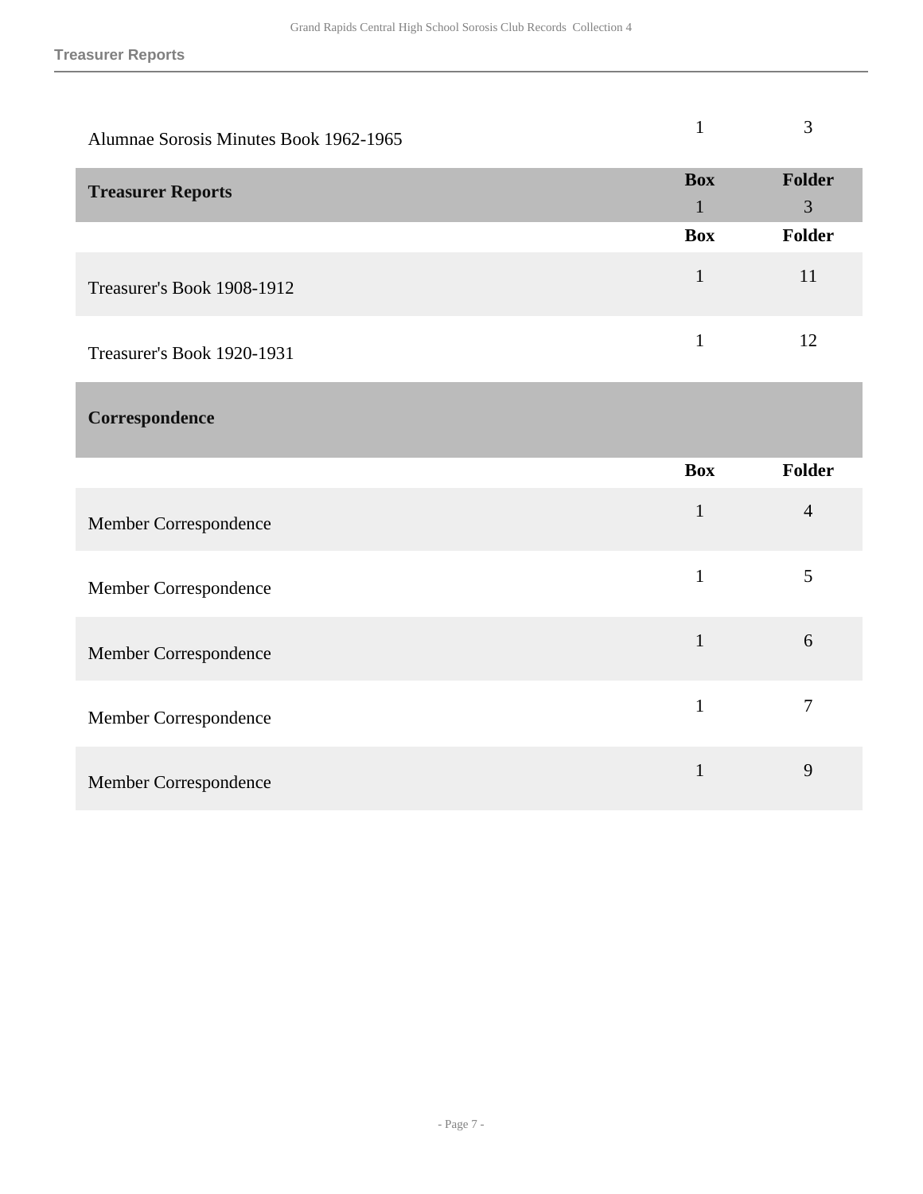| | Box | Folder |
|---|---|---|
| Alumnae Sorosis Minutes Book 1962-1965 | 1 | 3 |

## Treasurer Reports

| | Box | Folder |
|---|---|---|
| | 1 | 3 |

| | Box | Folder |
|---|---|---|
| Treasurer's Book 1908-1912 | 1 | 11 |
| Treasurer's Book 1920-1931 | 1 | 12 |

## Correspondence

| | Box | Folder |
|---|---|---|
| Member Correspondence | 1 | 4 |
| Member Correspondence | 1 | 5 |
| Member Correspondence | 1 | 6 |
| Member Correspondence | 1 | 7 |
| Member Correspondence | 1 | 9 |